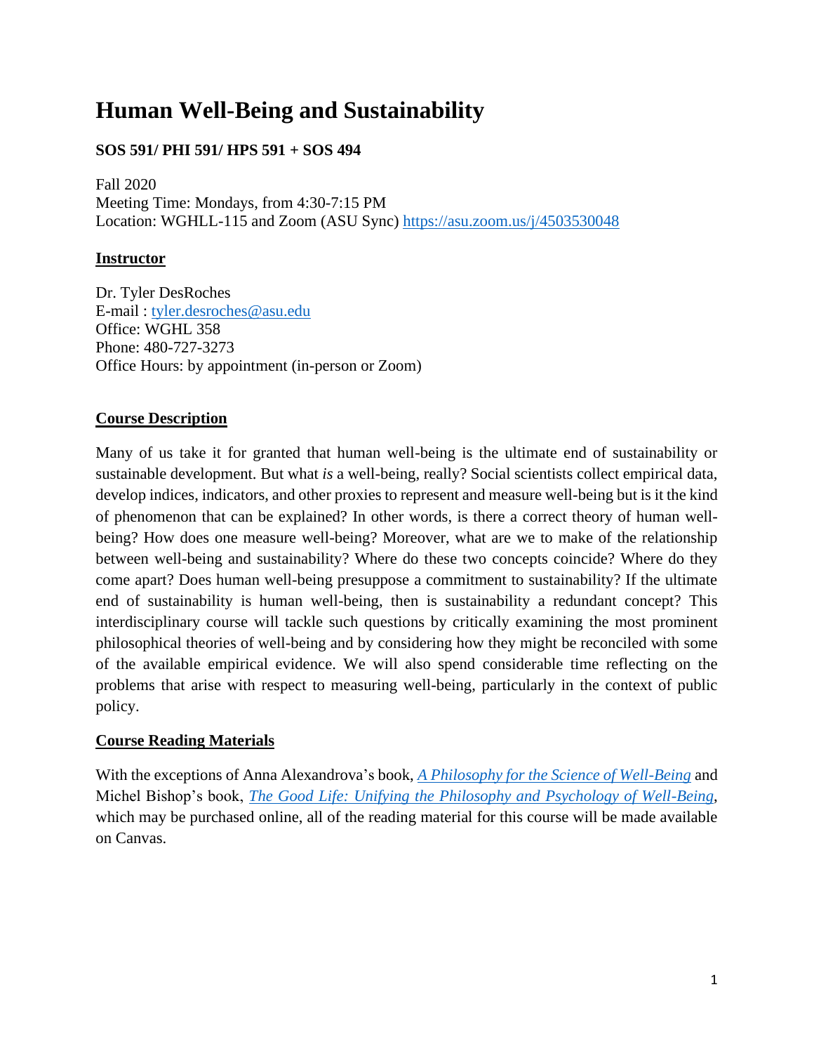# Human Well-Being and Sustainability

**SOS 591/ PHI 591/ HPS 591 + SOS 494**

Fall 2020
Meeting Time: Mondays, from 4:30-7:15 PM
Location: WGHLL-115 and Zoom (ASU Sync) https://asu.zoom.us/j/4503530048

## Instructor

Dr. Tyler DesRoches
E-mail : tyler.desroches@asu.edu
Office: WGHL 358
Phone: 480-727-3273
Office Hours: by appointment (in-person or Zoom)

## Course Description

Many of us take it for granted that human well-being is the ultimate end of sustainability or sustainable development. But what *is* a well-being, really? Social scientists collect empirical data, develop indices, indicators, and other proxies to represent and measure well-being but is it the kind of phenomenon that can be explained? In other words, is there a correct theory of human well-being? How does one measure well-being? Moreover, what are we to make of the relationship between well-being and sustainability? Where do these two concepts coincide? Where do they come apart? Does human well-being presuppose a commitment to sustainability? If the ultimate end of sustainability is human well-being, then is sustainability a redundant concept? This interdisciplinary course will tackle such questions by critically examining the most prominent philosophical theories of well-being and by considering how they might be reconciled with some of the available empirical evidence. We will also spend considerable time reflecting on the problems that arise with respect to measuring well-being, particularly in the context of public policy.

## Course Reading Materials

With the exceptions of Anna Alexandrova's book, *A Philosophy for the Science of Well-Being* and Michel Bishop's book, *The Good Life: Unifying the Philosophy and Psychology of Well-Being*, which may be purchased online, all of the reading material for this course will be made available on Canvas.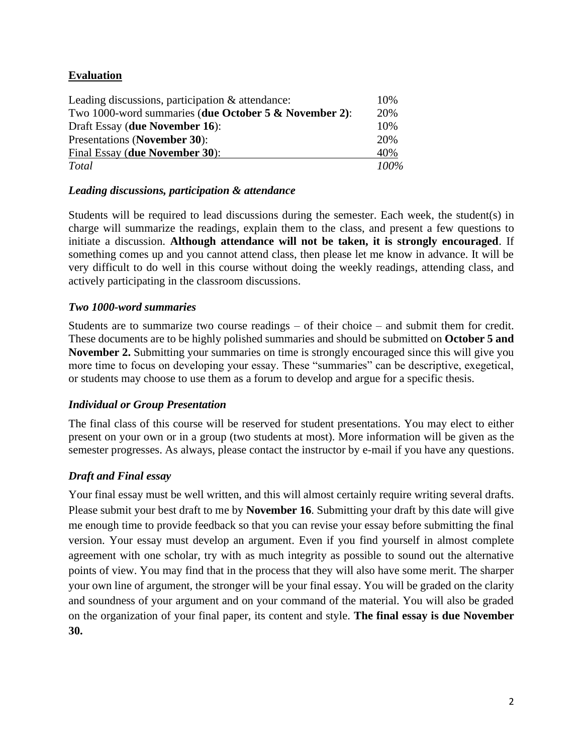## Evaluation

| | |
|---|---|
| Leading discussions, participation & attendance: | 10% |
| Two 1000-word summaries (**due October 5 & November 2)**: | 20% |
| Draft Essay (**due November 16**): | 10% |
| Presentations (**November 30**): | 20% |
| Final Essay (**due November 30**): | 40% |
| *Total* | *100%* |

### *Leading discussions, participation & attendance*

Students will be required to lead discussions during the semester. Each week, the student(s) in charge will summarize the readings, explain them to the class, and present a few questions to initiate a discussion. **Although attendance will not be taken, it is strongly encouraged**. If something comes up and you cannot attend class, then please let me know in advance. It will be very difficult to do well in this course without doing the weekly readings, attending class, and actively participating in the classroom discussions.

### *Two 1000-word summaries*

Students are to summarize two course readings – of their choice – and submit them for credit. These documents are to be highly polished summaries and should be submitted on **October 5 and November 2.** Submitting your summaries on time is strongly encouraged since this will give you more time to focus on developing your essay. These "summaries" can be descriptive, exegetical, or students may choose to use them as a forum to develop and argue for a specific thesis.

### *Individual or Group Presentation*

The final class of this course will be reserved for student presentations. You may elect to either present on your own or in a group (two students at most). More information will be given as the semester progresses. As always, please contact the instructor by e-mail if you have any questions.

### *Draft and Final essay*

Your final essay must be well written, and this will almost certainly require writing several drafts. Please submit your best draft to me by **November 16**. Submitting your draft by this date will give me enough time to provide feedback so that you can revise your essay before submitting the final version. Your essay must develop an argument. Even if you find yourself in almost complete agreement with one scholar, try with as much integrity as possible to sound out the alternative points of view. You may find that in the process that they will also have some merit. The sharper your own line of argument, the stronger will be your final essay. You will be graded on the clarity and soundness of your argument and on your command of the material. You will also be graded on the organization of your final paper, its content and style. **The final essay is due November 30.**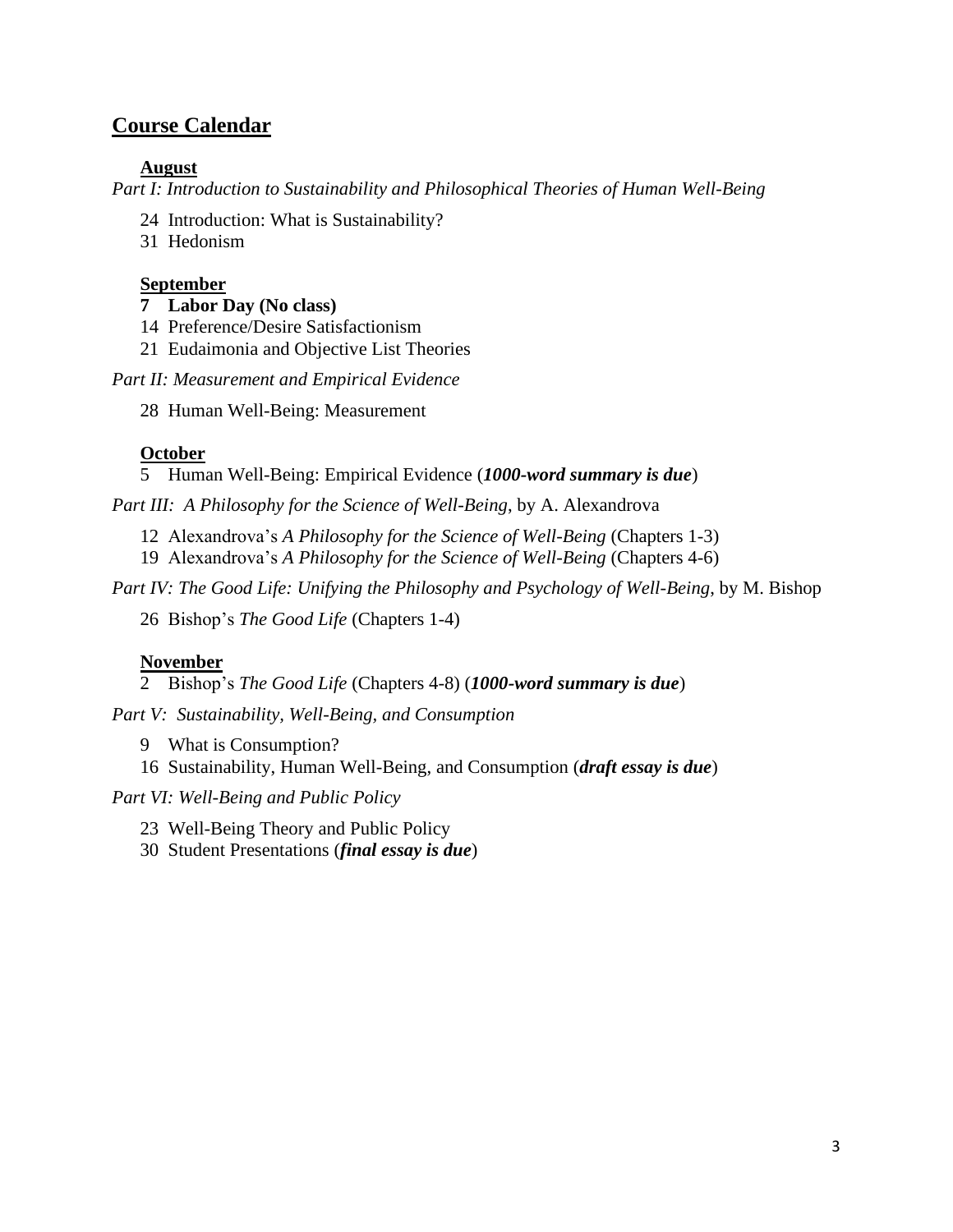## Course Calendar

### August

*Part I: Introduction to Sustainability and Philosophical Theories of Human Well-Being*

24 Introduction: What is Sustainability?
31 Hedonism

### September

**7 Labor Day (No class)**
14 Preference/Desire Satisfactionism
21 Eudaimonia and Objective List Theories

*Part II: Measurement and Empirical Evidence*

28 Human Well-Being: Measurement

### October

5 Human Well-Being: Empirical Evidence (***1000-word summary is due***)

*Part III: A Philosophy for the Science of Well-Being*, by A. Alexandrova

12 Alexandrova's *A Philosophy for the Science of Well-Being* (Chapters 1-3)
19 Alexandrova's *A Philosophy for the Science of Well-Being* (Chapters 4-6)

*Part IV: The Good Life: Unifying the Philosophy and Psychology of Well-Being*, by M. Bishop

26 Bishop's *The Good Life* (Chapters 1-4)

### November

2 Bishop's *The Good Life* (Chapters 4-8) (***1000-word summary is due***)

*Part V: Sustainability, Well-Being, and Consumption*

9 What is Consumption?
16 Sustainability, Human Well-Being, and Consumption (***draft essay is due***)

*Part VI: Well-Being and Public Policy*

23 Well-Being Theory and Public Policy
30 Student Presentations (***final essay is due***)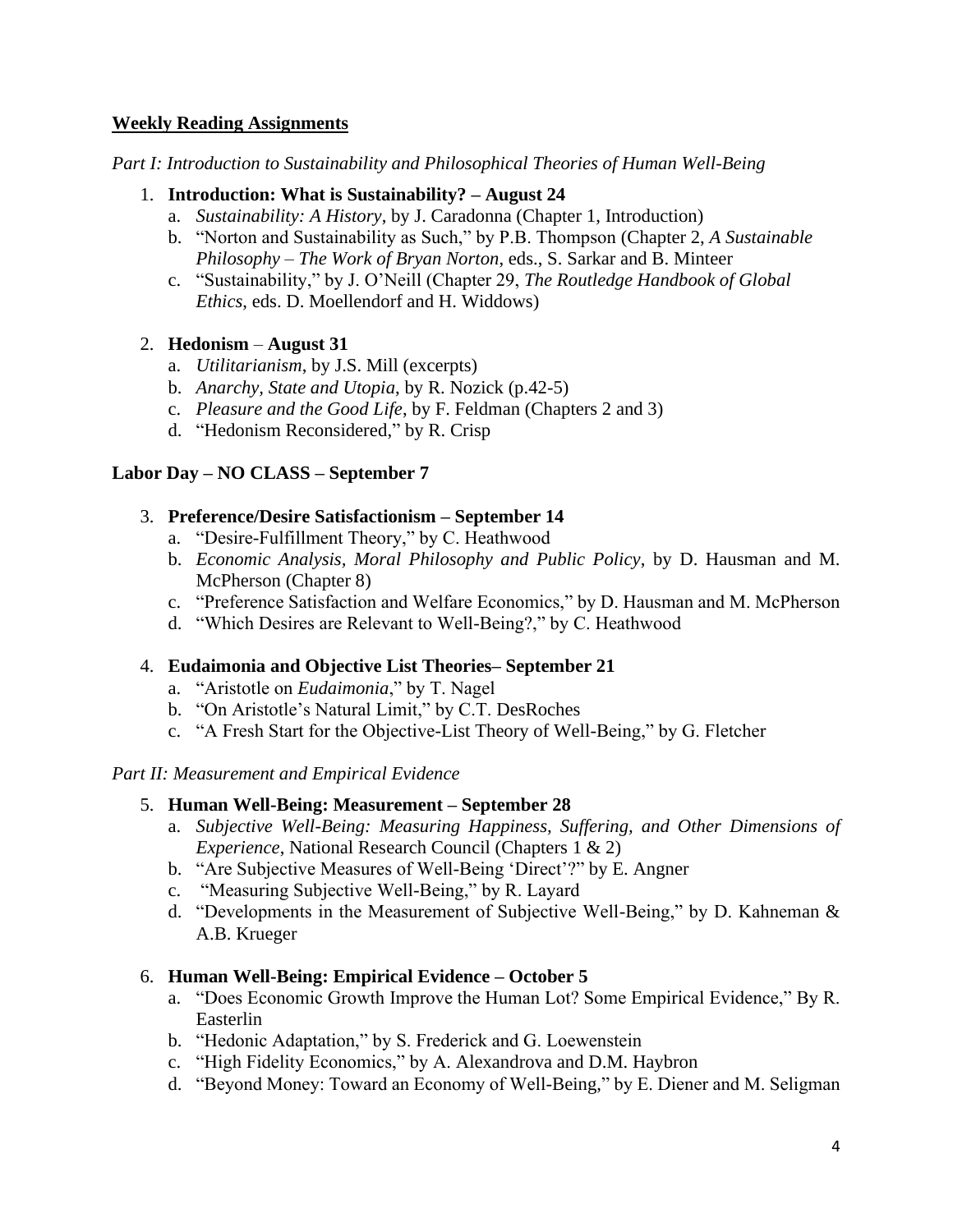**Weekly Reading Assignments**

*Part I: Introduction to Sustainability and Philosophical Theories of Human Well-Being*

1. **Introduction: What is Sustainability? – August 24**
    a. *Sustainability: A History*, by J. Caradonna (Chapter 1, Introduction)
    b. "Norton and Sustainability as Such," by P.B. Thompson (Chapter 2, *A Sustainable Philosophy – The Work of Bryan Norton*, eds., S. Sarkar and B. Minteer
    c. "Sustainability," by J. O'Neill (Chapter 29, *The Routledge Handbook of Global Ethics*, eds. D. Moellendorf and H. Widdows)

2. **Hedonism** – **August 31**
    a. *Utilitarianism*, by J.S. Mill (excerpts)
    b. *Anarchy, State and Utopia*, by R. Nozick (p.42-5)
    c. *Pleasure and the Good Life*, by F. Feldman (Chapters 2 and 3)
    d. "Hedonism Reconsidered," by R. Crisp

**Labor Day – NO CLASS – September 7**

3. **Preference/Desire Satisfactionism – September 14**
    a. "Desire-Fulfillment Theory," by C. Heathwood
    b. *Economic Analysis, Moral Philosophy and Public Policy*, by D. Hausman and M. McPherson (Chapter 8)
    c. "Preference Satisfaction and Welfare Economics," by D. Hausman and M. McPherson
    d. "Which Desires are Relevant to Well-Being?," by C. Heathwood

4. **Eudaimonia and Objective List Theories– September 21**
    a. "Aristotle on *Eudaimonia*," by T. Nagel
    b. "On Aristotle's Natural Limit," by C.T. DesRoches
    c. "A Fresh Start for the Objective-List Theory of Well-Being," by G. Fletcher

*Part II: Measurement and Empirical Evidence*

5. **Human Well-Being: Measurement – September 28**
    a. *Subjective Well-Being: Measuring Happiness, Suffering, and Other Dimensions of Experience*, National Research Council (Chapters 1 & 2)
    b. "Are Subjective Measures of Well-Being 'Direct'?" by E. Angner
    c. "Measuring Subjective Well-Being," by R. Layard
    d. "Developments in the Measurement of Subjective Well-Being," by D. Kahneman & A.B. Krueger

6. **Human Well-Being: Empirical Evidence – October 5**
    a. "Does Economic Growth Improve the Human Lot? Some Empirical Evidence," By R. Easterlin
    b. "Hedonic Adaptation," by S. Frederick and G. Loewenstein
    c. "High Fidelity Economics," by A. Alexandrova and D.M. Haybron
    d. "Beyond Money: Toward an Economy of Well-Being," by E. Diener and M. Seligman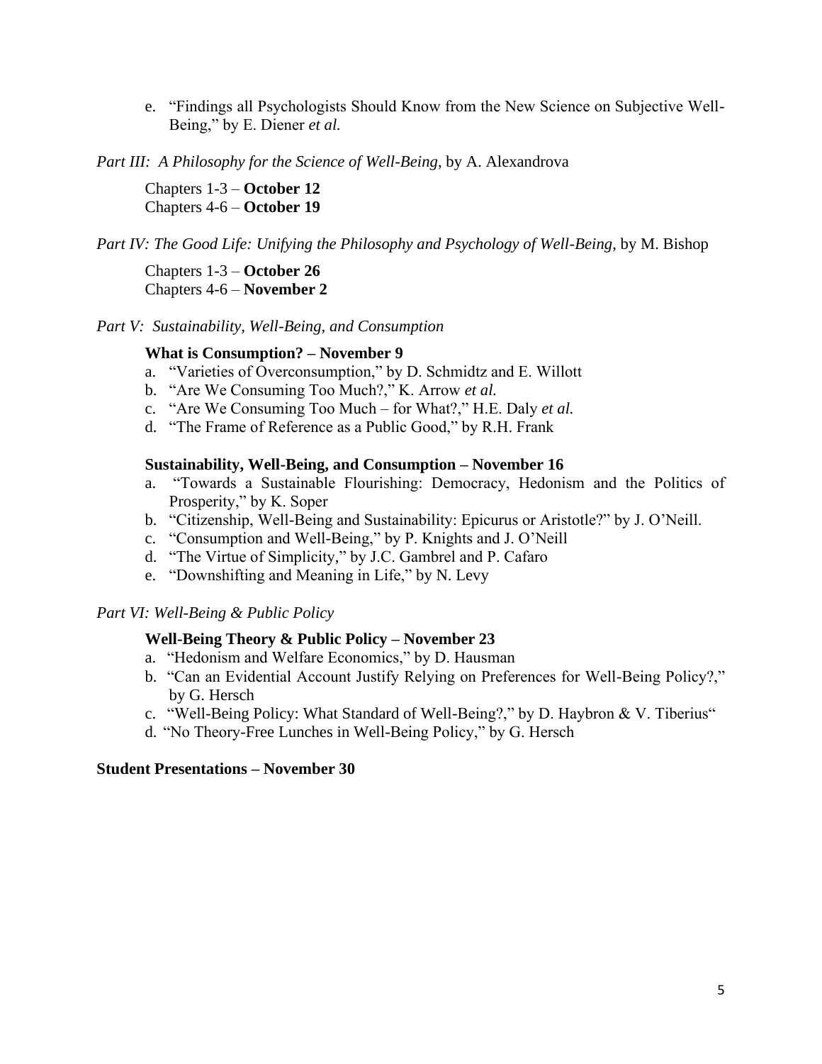e. "Findings all Psychologists Should Know from the New Science on Subjective Well-Being," by E. Diener *et al.*

*Part III: A Philosophy for the Science of Well-Being*, by A. Alexandrova

Chapters 1-3 – **October 12**
Chapters 4-6 – **October 19**

*Part IV: The Good Life: Unifying the Philosophy and Psychology of Well-Being*, by M. Bishop

Chapters 1-3 – **October 26**
Chapters 4-6 – **November 2**

*Part V: Sustainability, Well-Being, and Consumption*

**What is Consumption? – November 9**

a. "Varieties of Overconsumption," by D. Schmidtz and E. Willott
b. "Are We Consuming Too Much?," K. Arrow *et al.*
c. "Are We Consuming Too Much – for What?," H.E. Daly *et al.*
d. "The Frame of Reference as a Public Good," by R.H. Frank

**Sustainability, Well-Being, and Consumption – November 16**

a. "Towards a Sustainable Flourishing: Democracy, Hedonism and the Politics of Prosperity," by K. Soper
b. "Citizenship, Well-Being and Sustainability: Epicurus or Aristotle?" by J. O'Neill.
c. "Consumption and Well-Being," by P. Knights and J. O'Neill
d. "The Virtue of Simplicity," by J.C. Gambrel and P. Cafaro
e. "Downshifting and Meaning in Life," by N. Levy

*Part VI: Well-Being & Public Policy*

**Well-Being Theory & Public Policy – November 23**

a. "Hedonism and Welfare Economics," by D. Hausman
b. "Can an Evidential Account Justify Relying on Preferences for Well-Being Policy?," by G. Hersch
c. "Well-Being Policy: What Standard of Well-Being?," by D. Haybron & V. Tiberius"
d. "No Theory-Free Lunches in Well-Being Policy," by G. Hersch

**Student Presentations – November 30**